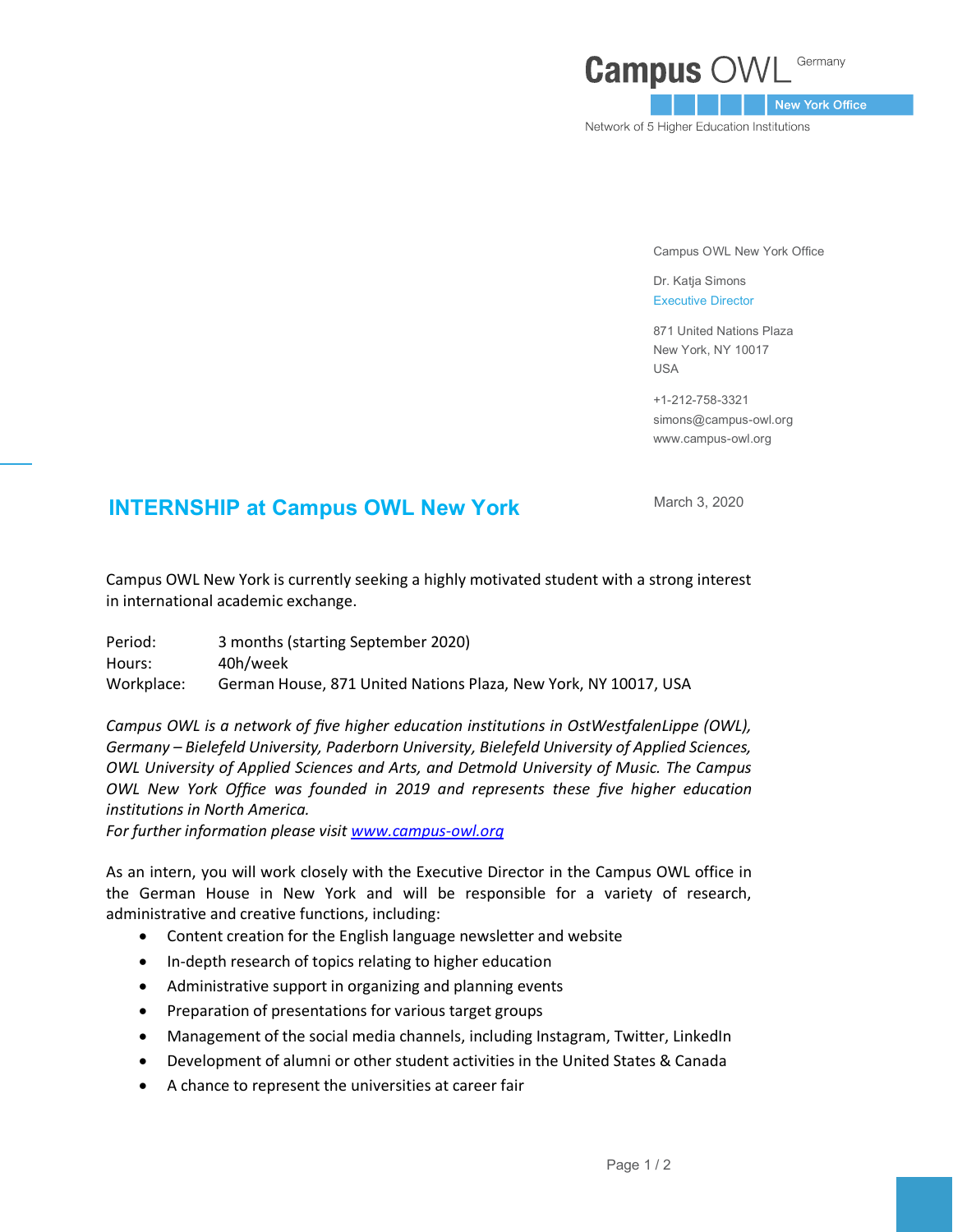Campus OWL Germany

New York Office

Network of 5 Higher Education Institutions

Campus OWL New York Office

Dr. Katja Simons
Executive Director

871 United Nations Plaza
New York, NY 10017
USA

+1-212-758-3321
simons@campus-owl.org
www.campus-owl.org

March 3, 2020

## INTERNSHIP at Campus OWL New York

Campus OWL New York is currently seeking a highly motivated student with a strong interest in international academic exchange.

Period: 3 months (starting September 2020)
Hours: 40h/week
Workplace: German House, 871 United Nations Plaza, New York, NY 10017, USA

*Campus OWL is a network of five higher education institutions in OstWestfalenLippe (OWL), Germany – Bielefeld University, Paderborn University, Bielefeld University of Applied Sciences, OWL University of Applied Sciences and Arts, and Detmold University of Music. The Campus OWL New York Office was founded in 2019 and represents these five higher education institutions in North America.*
*For further information please visit [www.campus-owl.org](www.campus-owl.org)*

As an intern, you will work closely with the Executive Director in the Campus OWL office in the German House in New York and will be responsible for a variety of research, administrative and creative functions, including:

- Content creation for the English language newsletter and website
- In-depth research of topics relating to higher education
- Administrative support in organizing and planning events
- Preparation of presentations for various target groups
- Management of the social media channels, including Instagram, Twitter, LinkedIn
- Development of alumni or other student activities in the United States & Canada
- A chance to represent the universities at career fair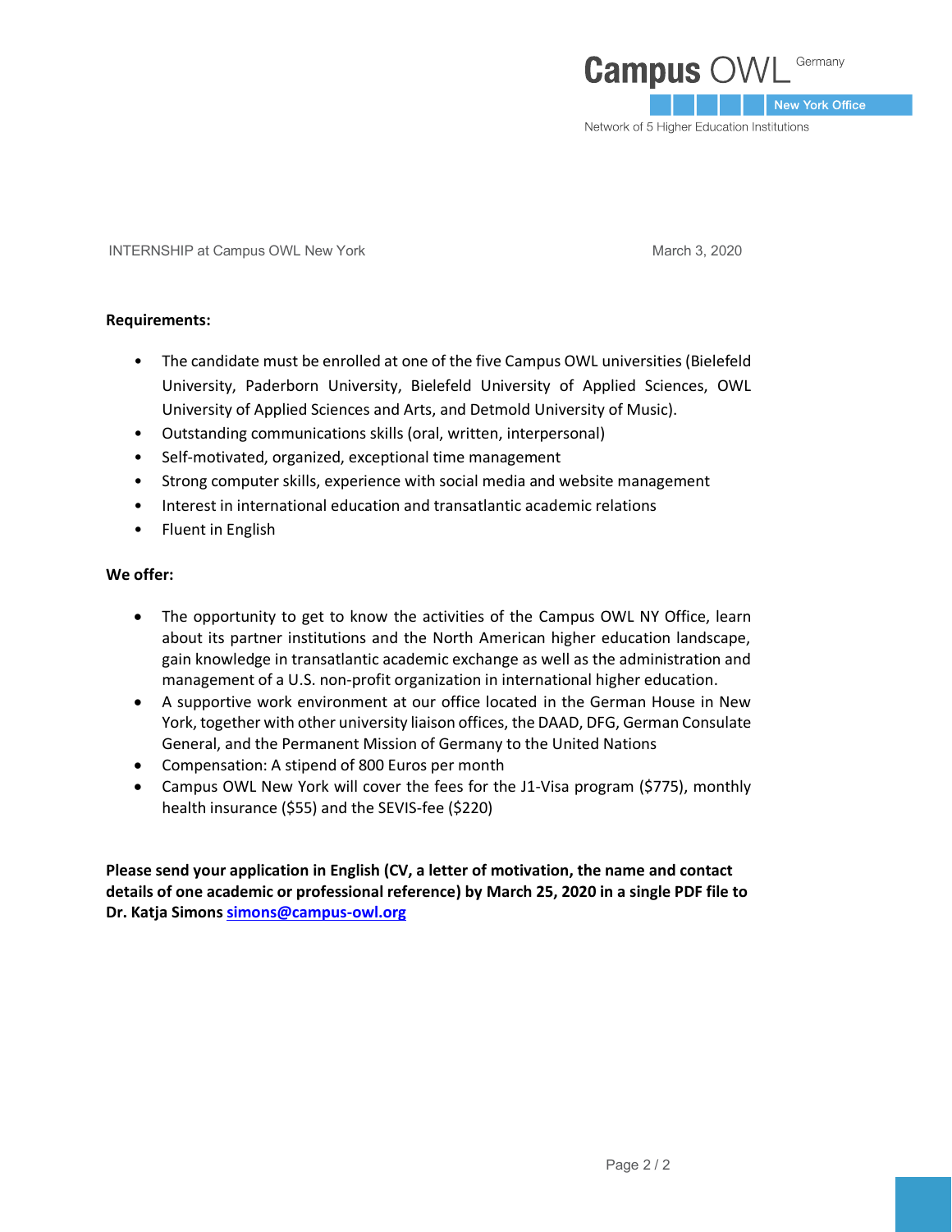INTERNSHIP at Campus OWL New York March 3, 2020

**Requirements:**

- The candidate must be enrolled at one of the five Campus OWL universities (Bielefeld University, Paderborn University, Bielefeld University of Applied Sciences, OWL University of Applied Sciences and Arts, and Detmold University of Music).
- Outstanding communications skills (oral, written, interpersonal)
- Self-motivated, organized, exceptional time management
- Strong computer skills, experience with social media and website management
- Interest in international education and transatlantic academic relations
- Fluent in English

**We offer:**

- The opportunity to get to know the activities of the Campus OWL NY Office, learn about its partner institutions and the North American higher education landscape, gain knowledge in transatlantic academic exchange as well as the administration and management of a U.S. non-profit organization in international higher education.
- A supportive work environment at our office located in the German House in New York, together with other university liaison offices, the DAAD, DFG, German Consulate General, and the Permanent Mission of Germany to the United Nations
- Compensation: A stipend of 800 Euros per month
- Campus OWL New York will cover the fees for the J1-Visa program ($775), monthly health insurance ($55) and the SEVIS-fee ($220)

**Please send your application in English (CV, a letter of motivation, the name and contact details of one academic or professional reference) by March 25, 2020 in a single PDF file to Dr. Katja Simons [simons@campus-owl.org](mailto:simons@campus-owl.org)**